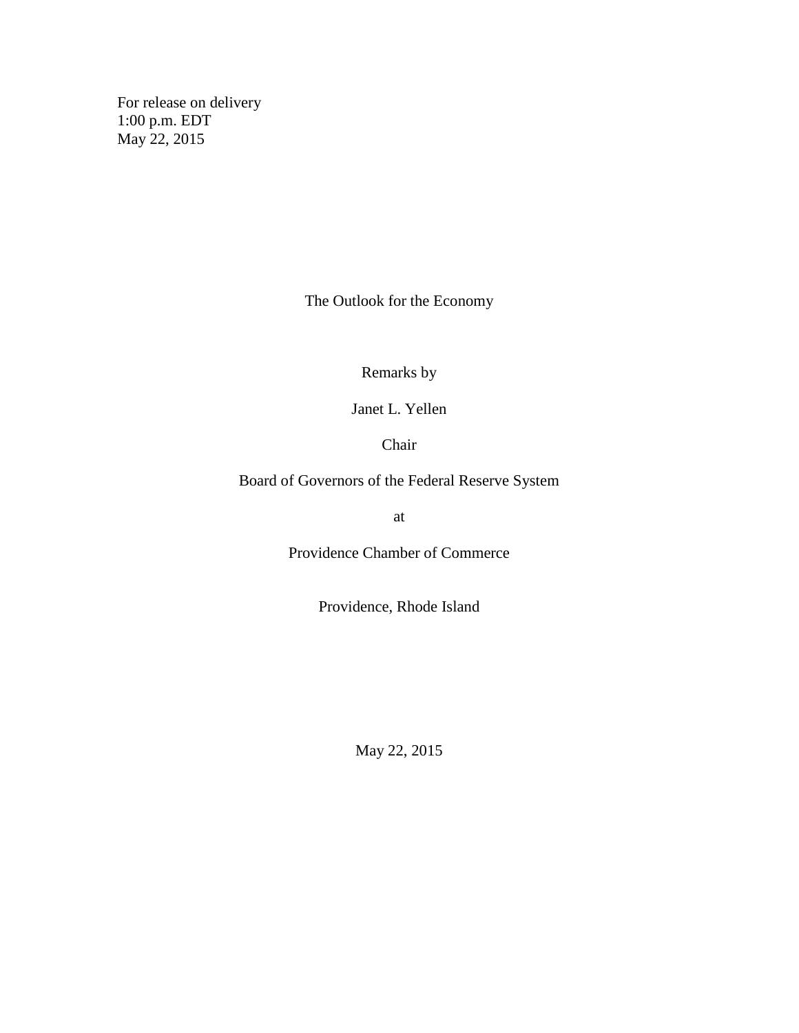For release on delivery
1:00 p.m. EDT
May 22, 2015

# The Outlook for the Economy

Remarks by

Janet L. Yellen

Chair

Board of Governors of the Federal Reserve System

at

Providence Chamber of Commerce

Providence, Rhode Island

May 22, 2015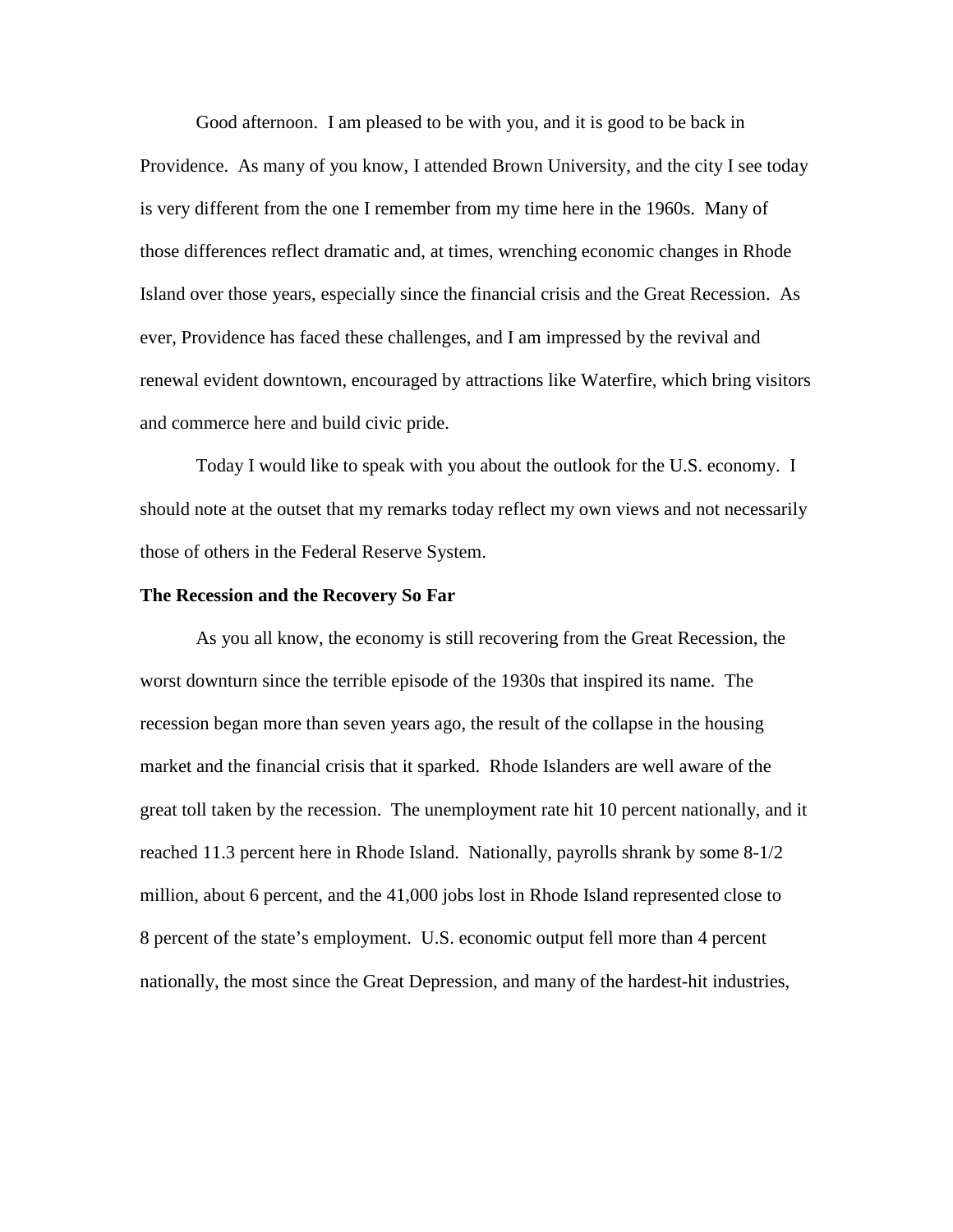Good afternoon. I am pleased to be with you, and it is good to be back in Providence. As many of you know, I attended Brown University, and the city I see today is very different from the one I remember from my time here in the 1960s. Many of those differences reflect dramatic and, at times, wrenching economic changes in Rhode Island over those years, especially since the financial crisis and the Great Recession. As ever, Providence has faced these challenges, and I am impressed by the revival and renewal evident downtown, encouraged by attractions like Waterfire, which bring visitors and commerce here and build civic pride.

Today I would like to speak with you about the outlook for the U.S. economy. I should note at the outset that my remarks today reflect my own views and not necessarily those of others in the Federal Reserve System.

**The Recession and the Recovery So Far**

As you all know, the economy is still recovering from the Great Recession, the worst downturn since the terrible episode of the 1930s that inspired its name. The recession began more than seven years ago, the result of the collapse in the housing market and the financial crisis that it sparked. Rhode Islanders are well aware of the great toll taken by the recession. The unemployment rate hit 10 percent nationally, and it reached 11.3 percent here in Rhode Island. Nationally, payrolls shrank by some 8-1/2 million, about 6 percent, and the 41,000 jobs lost in Rhode Island represented close to 8 percent of the state's employment. U.S. economic output fell more than 4 percent nationally, the most since the Great Depression, and many of the hardest-hit industries,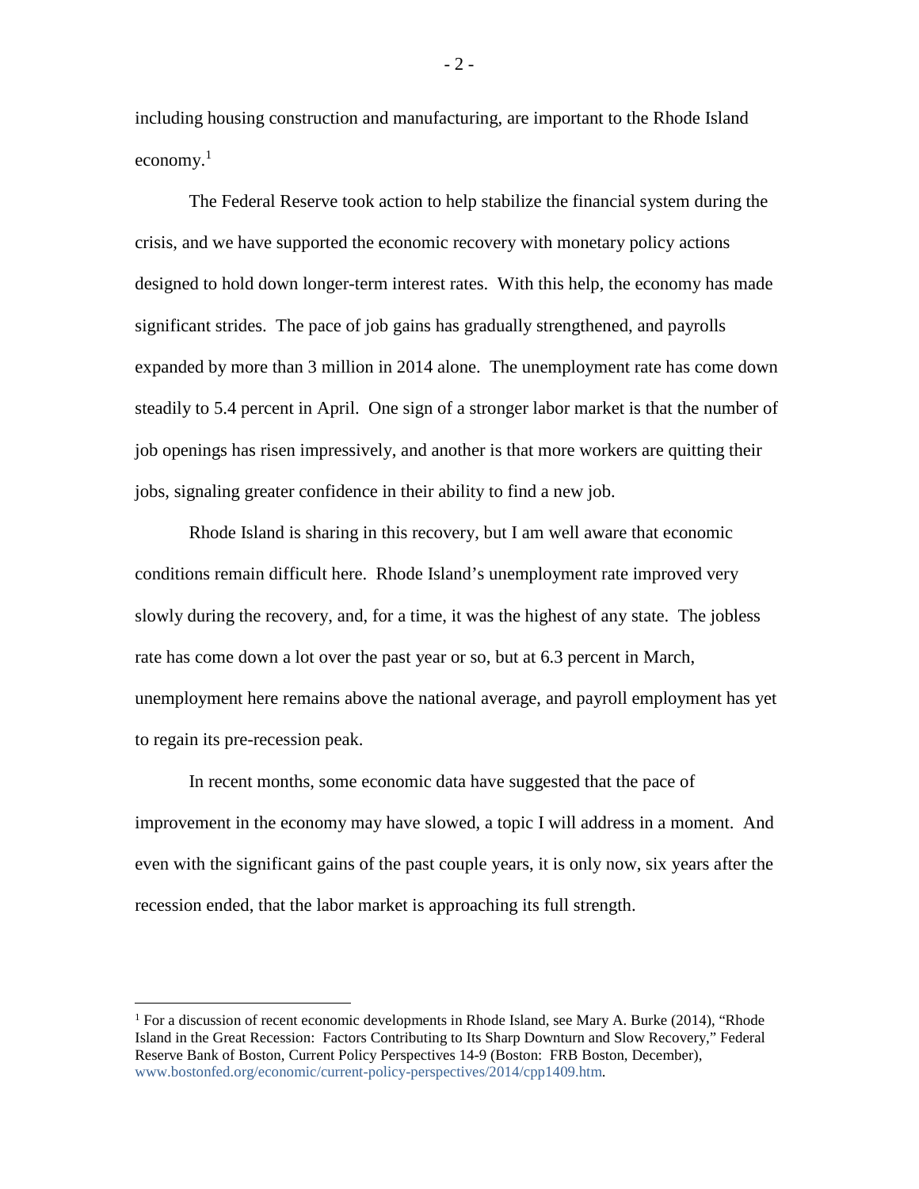including housing construction and manufacturing, are important to the Rhode Island economy.[1]

The Federal Reserve took action to help stabilize the financial system during the crisis, and we have supported the economic recovery with monetary policy actions designed to hold down longer-term interest rates. With this help, the economy has made significant strides. The pace of job gains has gradually strengthened, and payrolls expanded by more than 3 million in 2014 alone. The unemployment rate has come down steadily to 5.4 percent in April. One sign of a stronger labor market is that the number of job openings has risen impressively, and another is that more workers are quitting their jobs, signaling greater confidence in their ability to find a new job.

Rhode Island is sharing in this recovery, but I am well aware that economic conditions remain difficult here. Rhode Island's unemployment rate improved very slowly during the recovery, and, for a time, it was the highest of any state. The jobless rate has come down a lot over the past year or so, but at 6.3 percent in March, unemployment here remains above the national average, and payroll employment has yet to regain its pre-recession peak.

In recent months, some economic data have suggested that the pace of improvement in the economy may have slowed, a topic I will address in a moment. And even with the significant gains of the past couple years, it is only now, six years after the recession ended, that the labor market is approaching its full strength.

---

[1] For a discussion of recent economic developments in Rhode Island, see Mary A. Burke (2014), "Rhode Island in the Great Recession: Factors Contributing to Its Sharp Downturn and Slow Recovery," Federal Reserve Bank of Boston, Current Policy Perspectives 14-9 (Boston: FRB Boston, December), www.bostonfed.org/economic/current-policy-perspectives/2014/cpp1409.htm.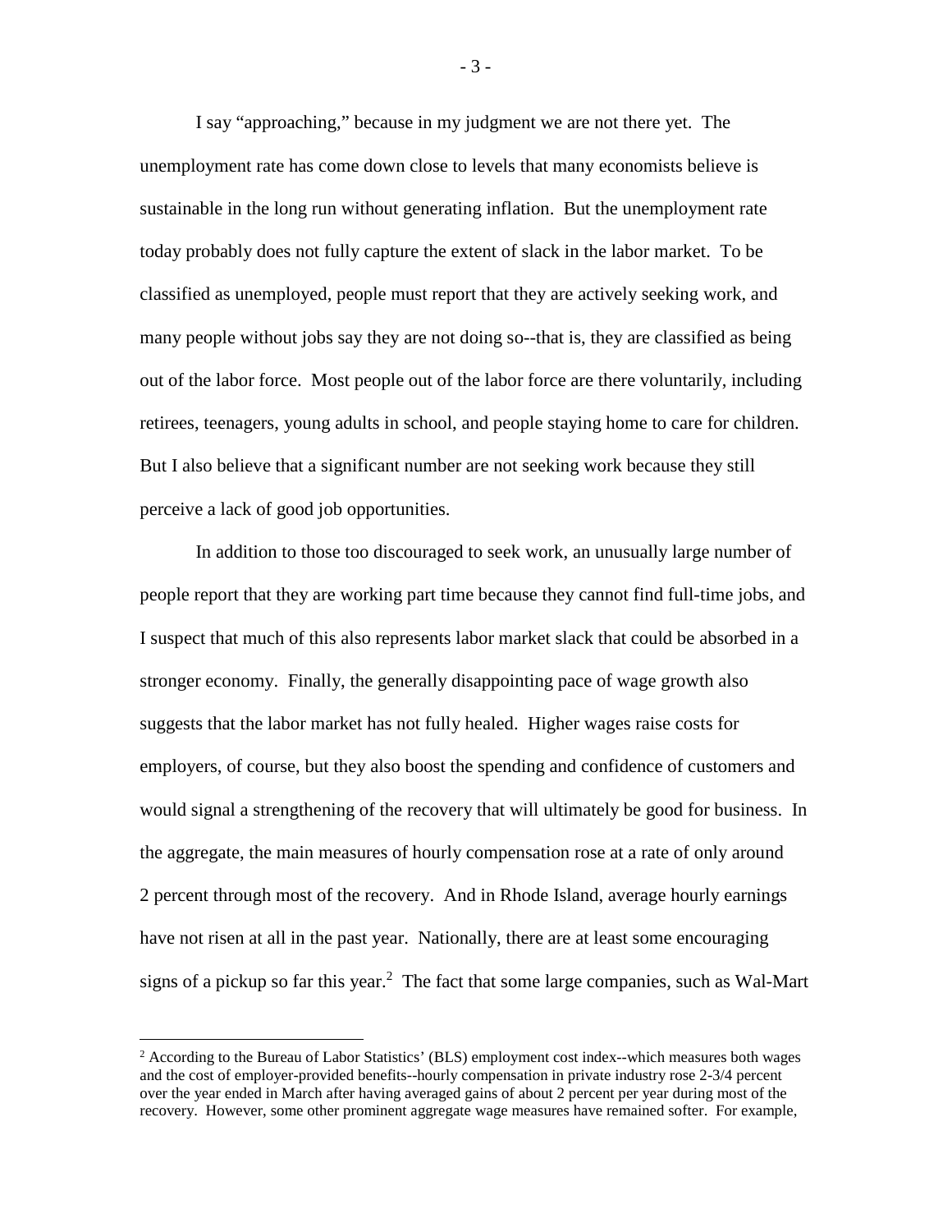I say "approaching," because in my judgment we are not there yet. The unemployment rate has come down close to levels that many economists believe is sustainable in the long run without generating inflation. But the unemployment rate today probably does not fully capture the extent of slack in the labor market. To be classified as unemployed, people must report that they are actively seeking work, and many people without jobs say they are not doing so--that is, they are classified as being out of the labor force. Most people out of the labor force are there voluntarily, including retirees, teenagers, young adults in school, and people staying home to care for children. But I also believe that a significant number are not seeking work because they still perceive a lack of good job opportunities.

In addition to those too discouraged to seek work, an unusually large number of people report that they are working part time because they cannot find full-time jobs, and I suspect that much of this also represents labor market slack that could be absorbed in a stronger economy. Finally, the generally disappointing pace of wage growth also suggests that the labor market has not fully healed. Higher wages raise costs for employers, of course, but they also boost the spending and confidence of customers and would signal a strengthening of the recovery that will ultimately be good for business. In the aggregate, the main measures of hourly compensation rose at a rate of only around 2 percent through most of the recovery. And in Rhode Island, average hourly earnings have not risen at all in the past year. Nationally, there are at least some encouraging signs of a pickup so far this year.[2] The fact that some large companies, such as Wal-Mart

[2] According to the Bureau of Labor Statistics' (BLS) employment cost index--which measures both wages and the cost of employer-provided benefits--hourly compensation in private industry rose 2-3/4 percent over the year ended in March after having averaged gains of about 2 percent per year during most of the recovery. However, some other prominent aggregate wage measures have remained softer. For example,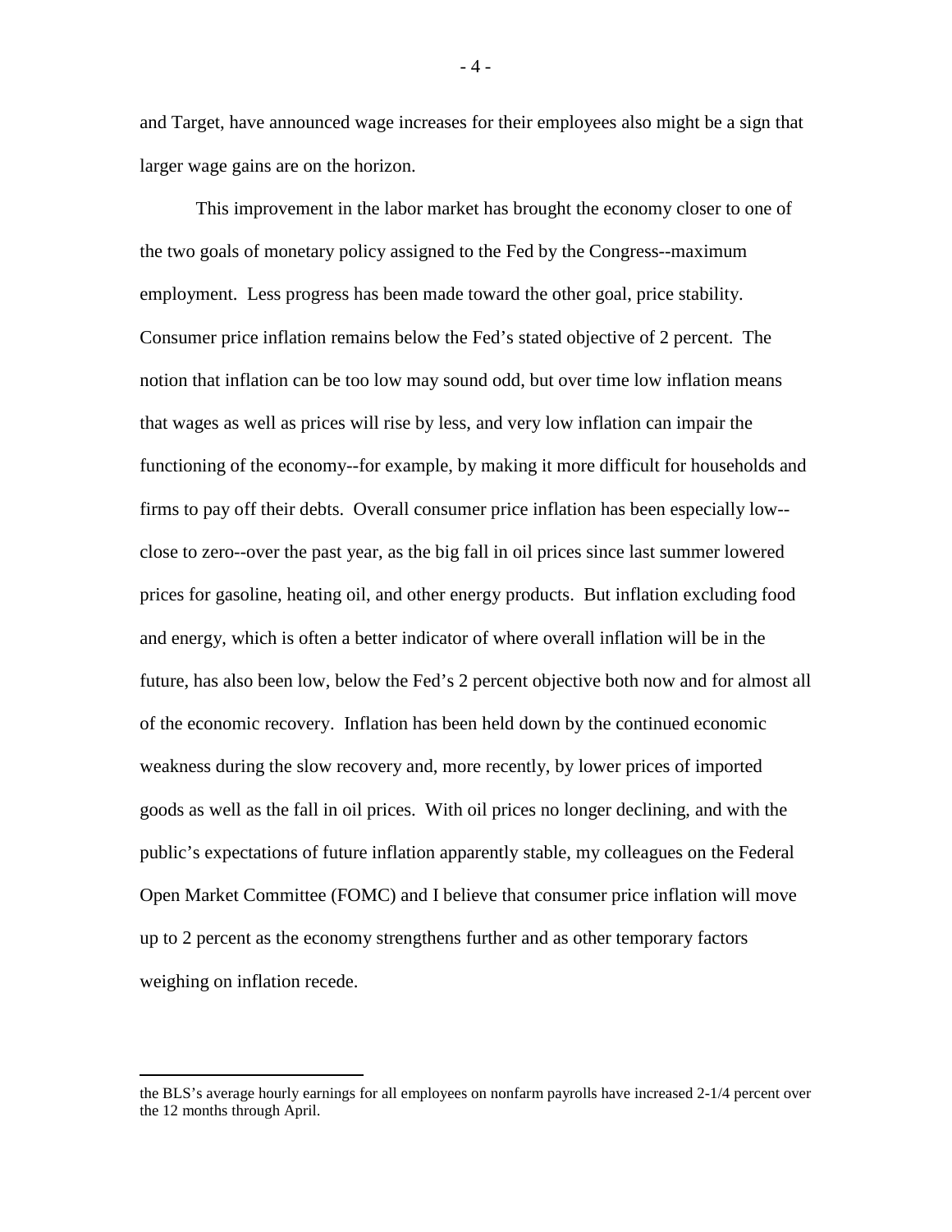and Target, have announced wage increases for their employees also might be a sign that larger wage gains are on the horizon.

This improvement in the labor market has brought the economy closer to one of the two goals of monetary policy assigned to the Fed by the Congress--maximum employment. Less progress has been made toward the other goal, price stability. Consumer price inflation remains below the Fed's stated objective of 2 percent. The notion that inflation can be too low may sound odd, but over time low inflation means that wages as well as prices will rise by less, and very low inflation can impair the functioning of the economy--for example, by making it more difficult for households and firms to pay off their debts. Overall consumer price inflation has been especially low--close to zero--over the past year, as the big fall in oil prices since last summer lowered prices for gasoline, heating oil, and other energy products. But inflation excluding food and energy, which is often a better indicator of where overall inflation will be in the future, has also been low, below the Fed's 2 percent objective both now and for almost all of the economic recovery. Inflation has been held down by the continued economic weakness during the slow recovery and, more recently, by lower prices of imported goods as well as the fall in oil prices. With oil prices no longer declining, and with the public's expectations of future inflation apparently stable, my colleagues on the Federal Open Market Committee (FOMC) and I believe that consumer price inflation will move up to 2 percent as the economy strengthens further and as other temporary factors weighing on inflation recede.

---

the BLS's average hourly earnings for all employees on nonfarm payrolls have increased 2-1/4 percent over the 12 months through April.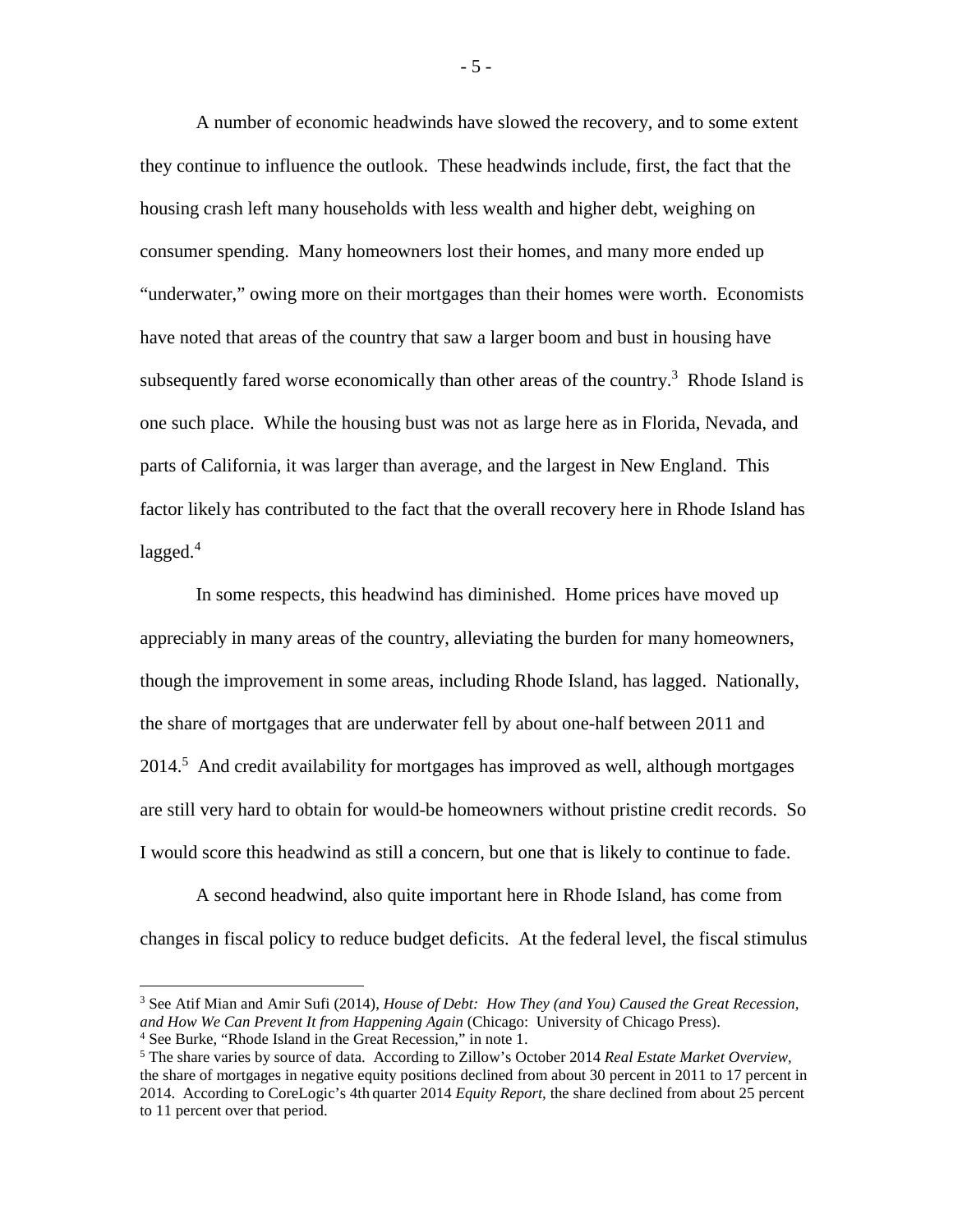A number of economic headwinds have slowed the recovery, and to some extent they continue to influence the outlook. These headwinds include, first, the fact that the housing crash left many households with less wealth and higher debt, weighing on consumer spending. Many homeowners lost their homes, and many more ended up "underwater," owing more on their mortgages than their homes were worth. Economists have noted that areas of the country that saw a larger boom and bust in housing have subsequently fared worse economically than other areas of the country.[3] Rhode Island is one such place. While the housing bust was not as large here as in Florida, Nevada, and parts of California, it was larger than average, and the largest in New England. This factor likely has contributed to the fact that the overall recovery here in Rhode Island has lagged.[4]

In some respects, this headwind has diminished. Home prices have moved up appreciably in many areas of the country, alleviating the burden for many homeowners, though the improvement in some areas, including Rhode Island, has lagged. Nationally, the share of mortgages that are underwater fell by about one-half between 2011 and 2014.[5] And credit availability for mortgages has improved as well, although mortgages are still very hard to obtain for would-be homeowners without pristine credit records. So I would score this headwind as still a concern, but one that is likely to continue to fade.

A second headwind, also quite important here in Rhode Island, has come from changes in fiscal policy to reduce budget deficits. At the federal level, the fiscal stimulus

---

[3] See Atif Mian and Amir Sufi (2014), *House of Debt: How They (and You) Caused the Great Recession, and How We Can Prevent It from Happening Again* (Chicago: University of Chicago Press).

[4] See Burke, "Rhode Island in the Great Recession," in note 1.

[5] The share varies by source of data. According to Zillow's October 2014 *Real Estate Market Overview*, the share of mortgages in negative equity positions declined from about 30 percent in 2011 to 17 percent in 2014. According to CoreLogic's 4th quarter 2014 *Equity Report*, the share declined from about 25 percent to 11 percent over that period.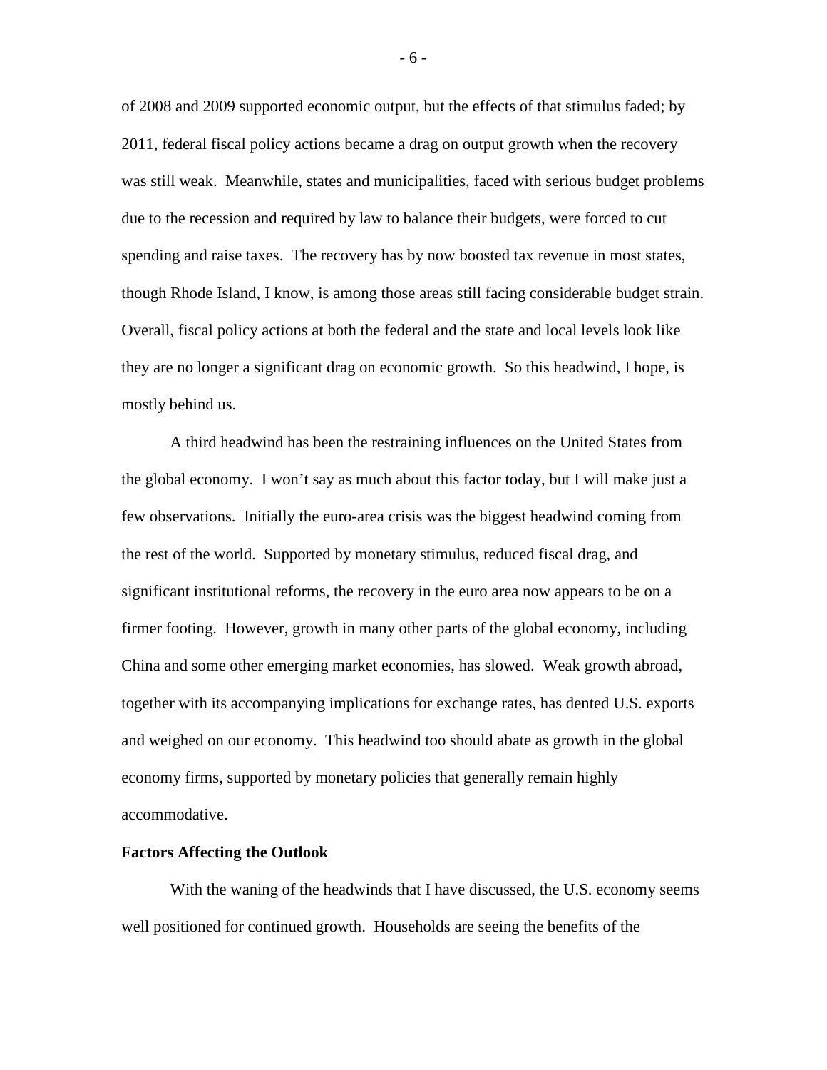of 2008 and 2009 supported economic output, but the effects of that stimulus faded; by 2011, federal fiscal policy actions became a drag on output growth when the recovery was still weak. Meanwhile, states and municipalities, faced with serious budget problems due to the recession and required by law to balance their budgets, were forced to cut spending and raise taxes. The recovery has by now boosted tax revenue in most states, though Rhode Island, I know, is among those areas still facing considerable budget strain. Overall, fiscal policy actions at both the federal and the state and local levels look like they are no longer a significant drag on economic growth. So this headwind, I hope, is mostly behind us.

A third headwind has been the restraining influences on the United States from the global economy. I won't say as much about this factor today, but I will make just a few observations. Initially the euro-area crisis was the biggest headwind coming from the rest of the world. Supported by monetary stimulus, reduced fiscal drag, and significant institutional reforms, the recovery in the euro area now appears to be on a firmer footing. However, growth in many other parts of the global economy, including China and some other emerging market economies, has slowed. Weak growth abroad, together with its accompanying implications for exchange rates, has dented U.S. exports and weighed on our economy. This headwind too should abate as growth in the global economy firms, supported by monetary policies that generally remain highly accommodative.

**Factors Affecting the Outlook**

With the waning of the headwinds that I have discussed, the U.S. economy seems well positioned for continued growth. Households are seeing the benefits of the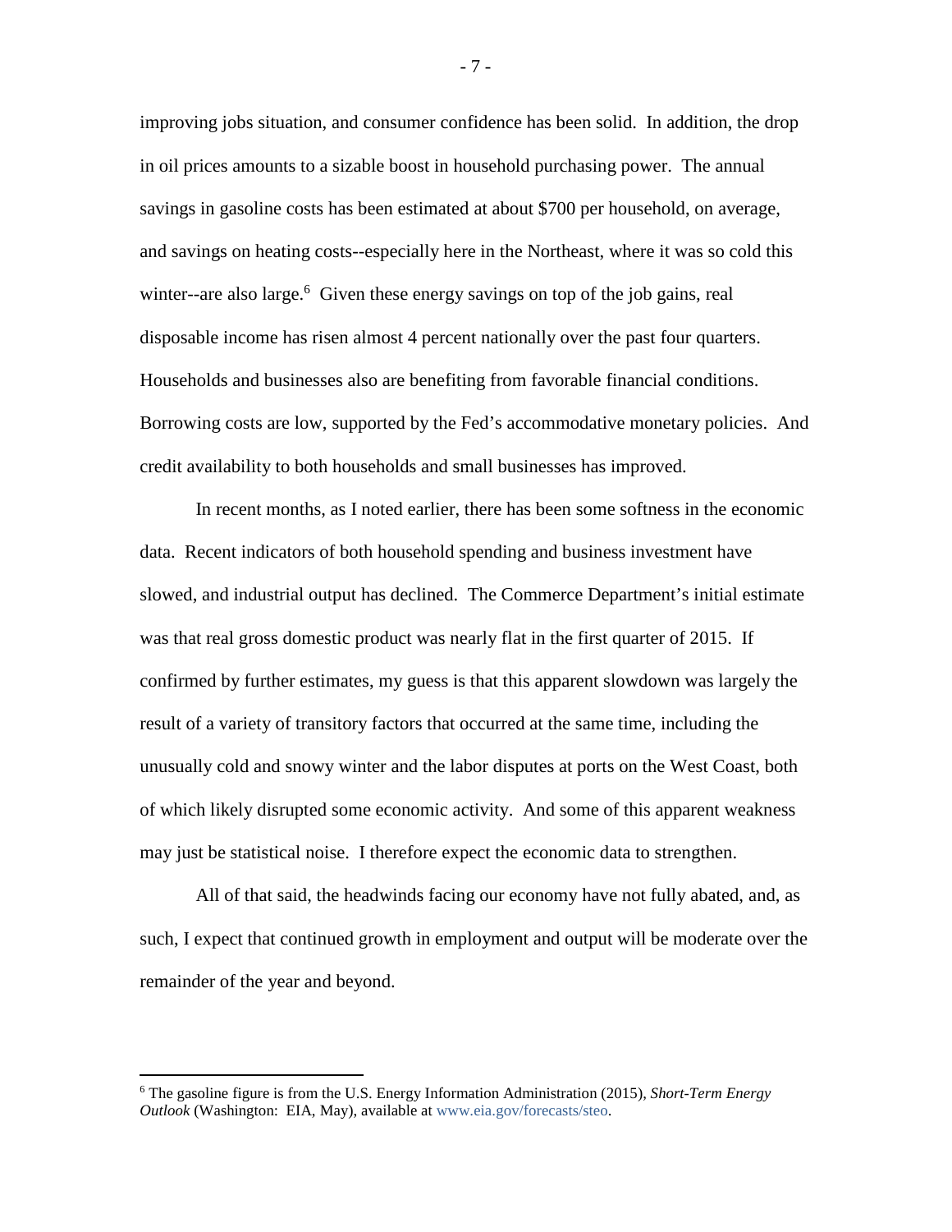improving jobs situation, and consumer confidence has been solid. In addition, the drop in oil prices amounts to a sizable boost in household purchasing power. The annual savings in gasoline costs has been estimated at about $700 per household, on average, and savings on heating costs--especially here in the Northeast, where it was so cold this winter--are also large.[6] Given these energy savings on top of the job gains, real disposable income has risen almost 4 percent nationally over the past four quarters. Households and businesses also are benefiting from favorable financial conditions. Borrowing costs are low, supported by the Fed's accommodative monetary policies. And credit availability to both households and small businesses has improved.

In recent months, as I noted earlier, there has been some softness in the economic data. Recent indicators of both household spending and business investment have slowed, and industrial output has declined. The Commerce Department's initial estimate was that real gross domestic product was nearly flat in the first quarter of 2015. If confirmed by further estimates, my guess is that this apparent slowdown was largely the result of a variety of transitory factors that occurred at the same time, including the unusually cold and snowy winter and the labor disputes at ports on the West Coast, both of which likely disrupted some economic activity. And some of this apparent weakness may just be statistical noise. I therefore expect the economic data to strengthen.

All of that said, the headwinds facing our economy have not fully abated, and, as such, I expect that continued growth in employment and output will be moderate over the remainder of the year and beyond.

---

[6] The gasoline figure is from the U.S. Energy Information Administration (2015), *Short-Term Energy Outlook* (Washington: EIA, May), available at www.eia.gov/forecasts/steo.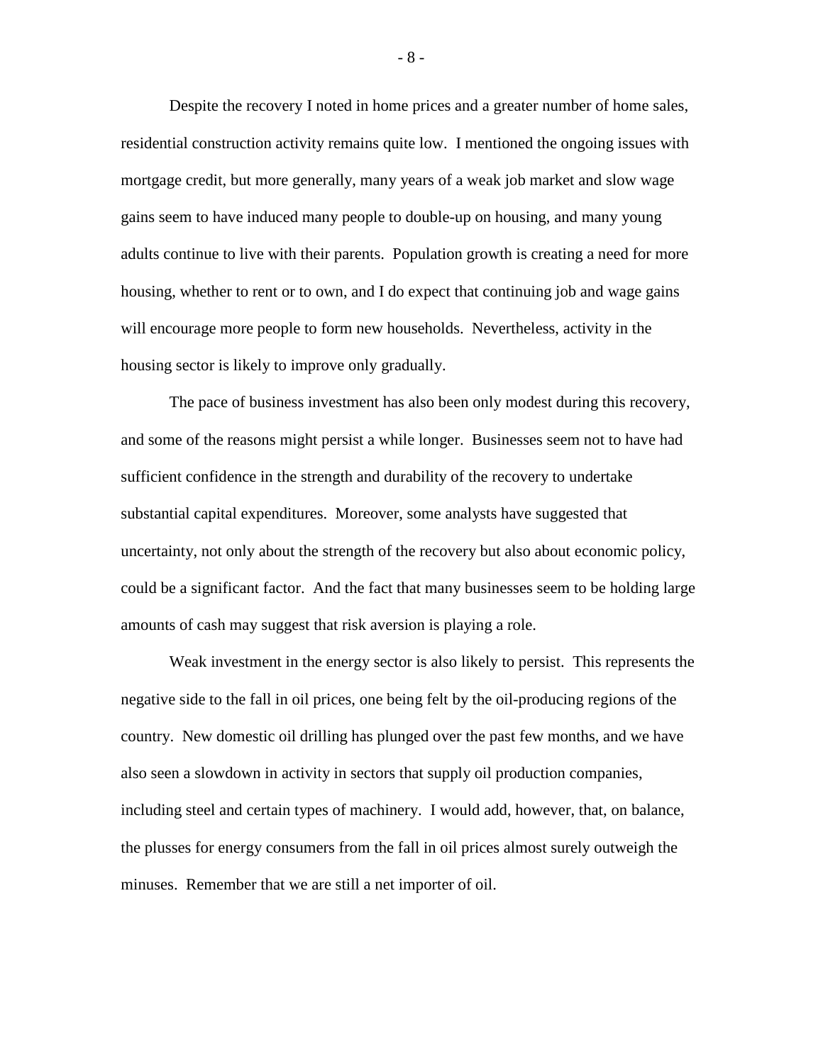Despite the recovery I noted in home prices and a greater number of home sales, residential construction activity remains quite low. I mentioned the ongoing issues with mortgage credit, but more generally, many years of a weak job market and slow wage gains seem to have induced many people to double-up on housing, and many young adults continue to live with their parents. Population growth is creating a need for more housing, whether to rent or to own, and I do expect that continuing job and wage gains will encourage more people to form new households. Nevertheless, activity in the housing sector is likely to improve only gradually.

The pace of business investment has also been only modest during this recovery, and some of the reasons might persist a while longer. Businesses seem not to have had sufficient confidence in the strength and durability of the recovery to undertake substantial capital expenditures. Moreover, some analysts have suggested that uncertainty, not only about the strength of the recovery but also about economic policy, could be a significant factor. And the fact that many businesses seem to be holding large amounts of cash may suggest that risk aversion is playing a role.

Weak investment in the energy sector is also likely to persist. This represents the negative side to the fall in oil prices, one being felt by the oil-producing regions of the country. New domestic oil drilling has plunged over the past few months, and we have also seen a slowdown in activity in sectors that supply oil production companies, including steel and certain types of machinery. I would add, however, that, on balance, the plusses for energy consumers from the fall in oil prices almost surely outweigh the minuses. Remember that we are still a net importer of oil.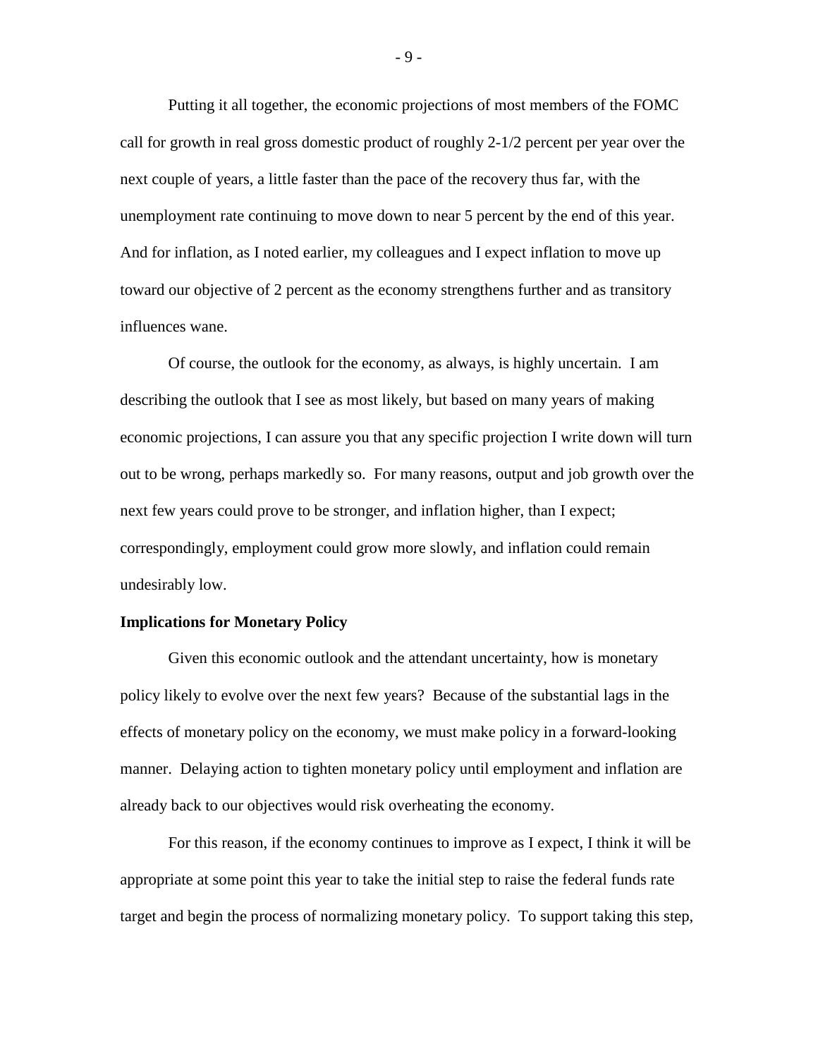Putting it all together, the economic projections of most members of the FOMC call for growth in real gross domestic product of roughly 2-1/2 percent per year over the next couple of years, a little faster than the pace of the recovery thus far, with the unemployment rate continuing to move down to near 5 percent by the end of this year. And for inflation, as I noted earlier, my colleagues and I expect inflation to move up toward our objective of 2 percent as the economy strengthens further and as transitory influences wane.

Of course, the outlook for the economy, as always, is highly uncertain. I am describing the outlook that I see as most likely, but based on many years of making economic projections, I can assure you that any specific projection I write down will turn out to be wrong, perhaps markedly so. For many reasons, output and job growth over the next few years could prove to be stronger, and inflation higher, than I expect; correspondingly, employment could grow more slowly, and inflation could remain undesirably low.

**Implications for Monetary Policy**

Given this economic outlook and the attendant uncertainty, how is monetary policy likely to evolve over the next few years? Because of the substantial lags in the effects of monetary policy on the economy, we must make policy in a forward-looking manner. Delaying action to tighten monetary policy until employment and inflation are already back to our objectives would risk overheating the economy.

For this reason, if the economy continues to improve as I expect, I think it will be appropriate at some point this year to take the initial step to raise the federal funds rate target and begin the process of normalizing monetary policy. To support taking this step,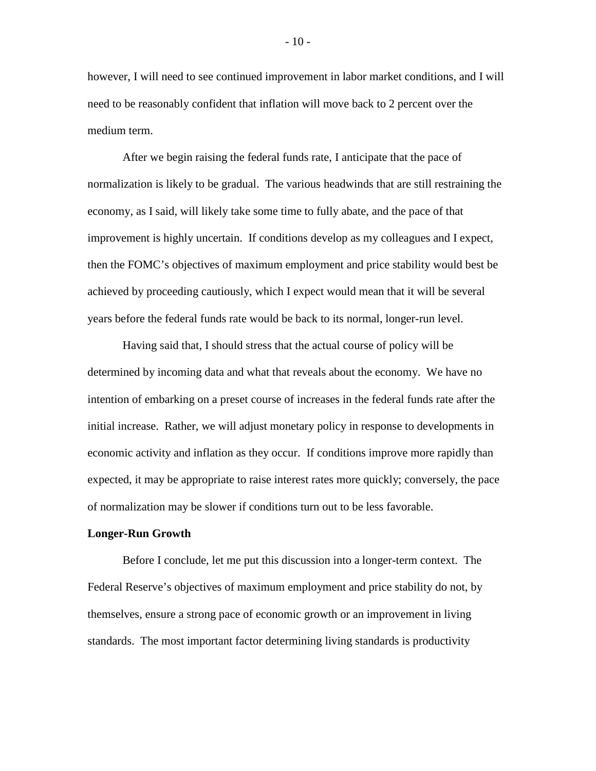however, I will need to see continued improvement in labor market conditions, and I will need to be reasonably confident that inflation will move back to 2 percent over the medium term.

After we begin raising the federal funds rate, I anticipate that the pace of normalization is likely to be gradual. The various headwinds that are still restraining the economy, as I said, will likely take some time to fully abate, and the pace of that improvement is highly uncertain. If conditions develop as my colleagues and I expect, then the FOMC's objectives of maximum employment and price stability would best be achieved by proceeding cautiously, which I expect would mean that it will be several years before the federal funds rate would be back to its normal, longer-run level.

Having said that, I should stress that the actual course of policy will be determined by incoming data and what that reveals about the economy. We have no intention of embarking on a preset course of increases in the federal funds rate after the initial increase. Rather, we will adjust monetary policy in response to developments in economic activity and inflation as they occur. If conditions improve more rapidly than expected, it may be appropriate to raise interest rates more quickly; conversely, the pace of normalization may be slower if conditions turn out to be less favorable.

**Longer-Run Growth**

Before I conclude, let me put this discussion into a longer-term context. The Federal Reserve's objectives of maximum employment and price stability do not, by themselves, ensure a strong pace of economic growth or an improvement in living standards. The most important factor determining living standards is productivity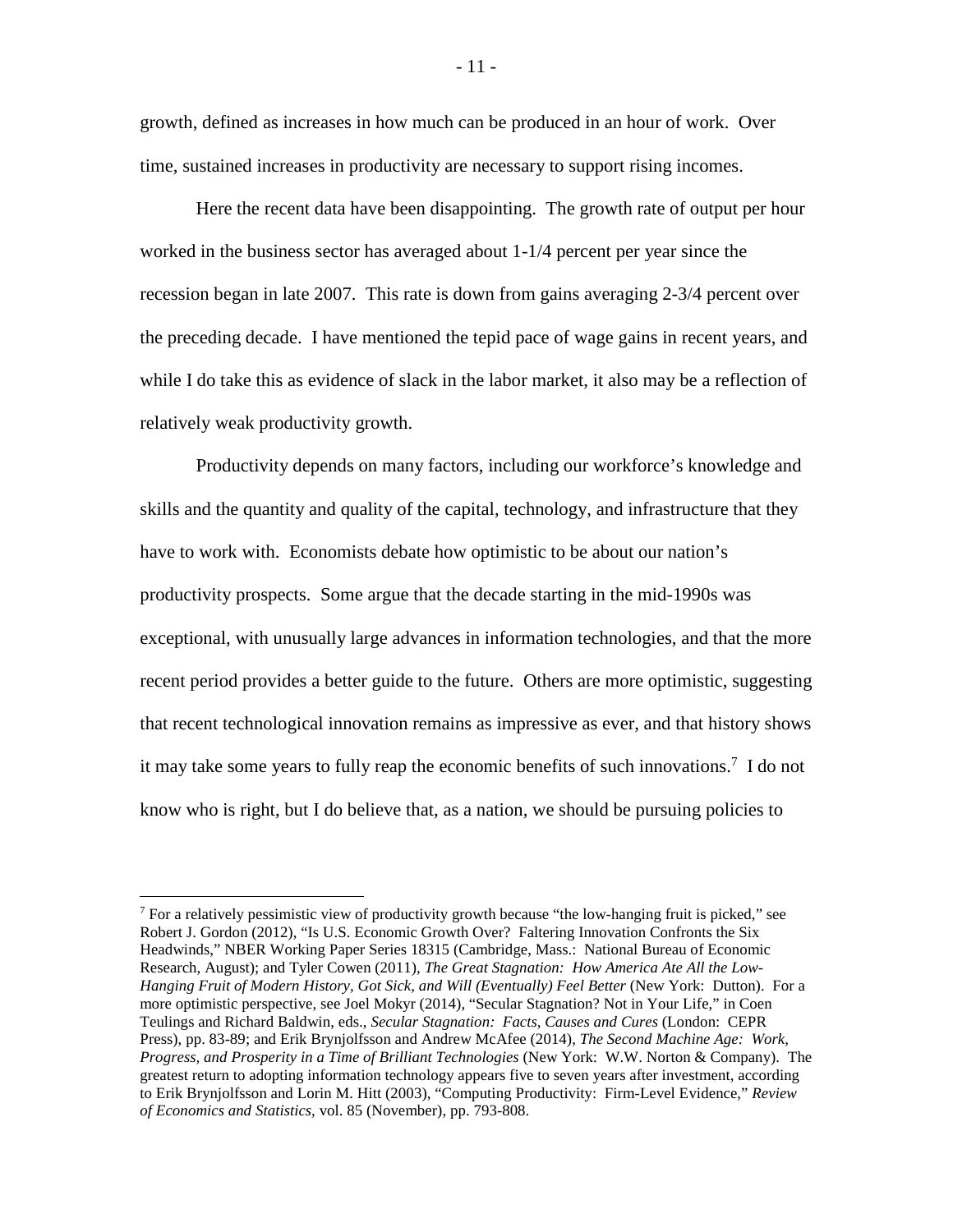growth, defined as increases in how much can be produced in an hour of work. Over time, sustained increases in productivity are necessary to support rising incomes.

Here the recent data have been disappointing. The growth rate of output per hour worked in the business sector has averaged about 1-1/4 percent per year since the recession began in late 2007. This rate is down from gains averaging 2-3/4 percent over the preceding decade. I have mentioned the tepid pace of wage gains in recent years, and while I do take this as evidence of slack in the labor market, it also may be a reflection of relatively weak productivity growth.

Productivity depends on many factors, including our workforce's knowledge and skills and the quantity and quality of the capital, technology, and infrastructure that they have to work with. Economists debate how optimistic to be about our nation's productivity prospects. Some argue that the decade starting in the mid-1990s was exceptional, with unusually large advances in information technologies, and that the more recent period provides a better guide to the future. Others are more optimistic, suggesting that recent technological innovation remains as impressive as ever, and that history shows it may take some years to fully reap the economic benefits of such innovations.[7] I do not know who is right, but I do believe that, as a nation, we should be pursuing policies to

---

[7] For a relatively pessimistic view of productivity growth because "the low-hanging fruit is picked," see Robert J. Gordon (2012), "Is U.S. Economic Growth Over? Faltering Innovation Confronts the Six Headwinds," NBER Working Paper Series 18315 (Cambridge, Mass.: National Bureau of Economic Research, August); and Tyler Cowen (2011), *The Great Stagnation: How America Ate All the Low-Hanging Fruit of Modern History, Got Sick, and Will (Eventually) Feel Better* (New York: Dutton). For a more optimistic perspective, see Joel Mokyr (2014), "Secular Stagnation? Not in Your Life," in Coen Teulings and Richard Baldwin, eds., *Secular Stagnation: Facts, Causes and Cures* (London: CEPR Press), pp. 83-89; and Erik Brynjolfsson and Andrew McAfee (2014), *The Second Machine Age: Work, Progress, and Prosperity in a Time of Brilliant Technologies* (New York: W.W. Norton & Company). The greatest return to adopting information technology appears five to seven years after investment, according to Erik Brynjolfsson and Lorin M. Hitt (2003), "Computing Productivity: Firm-Level Evidence," *Review of Economics and Statistics*, vol. 85 (November), pp. 793-808.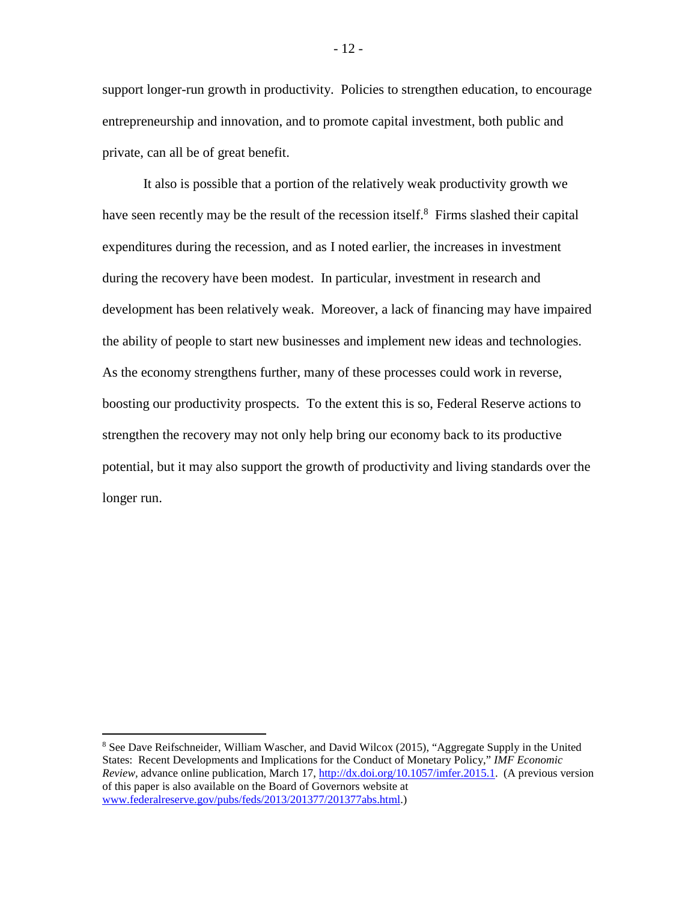support longer-run growth in productivity. Policies to strengthen education, to encourage entrepreneurship and innovation, and to promote capital investment, both public and private, can all be of great benefit.

It also is possible that a portion of the relatively weak productivity growth we have seen recently may be the result of the recession itself.[8] Firms slashed their capital expenditures during the recession, and as I noted earlier, the increases in investment during the recovery have been modest. In particular, investment in research and development has been relatively weak. Moreover, a lack of financing may have impaired the ability of people to start new businesses and implement new ideas and technologies. As the economy strengthens further, many of these processes could work in reverse, boosting our productivity prospects. To the extent this is so, Federal Reserve actions to strengthen the recovery may not only help bring our economy back to its productive potential, but it may also support the growth of productivity and living standards over the longer run.

---

[8] See Dave Reifschneider, William Wascher, and David Wilcox (2015), "Aggregate Supply in the United States: Recent Developments and Implications for the Conduct of Monetary Policy," *IMF Economic Review*, advance online publication, March 17, http://dx.doi.org/10.1057/imfer.2015.1. (A previous version of this paper is also available on the Board of Governors website at www.federalreserve.gov/pubs/feds/2013/201377/201377abs.html.)